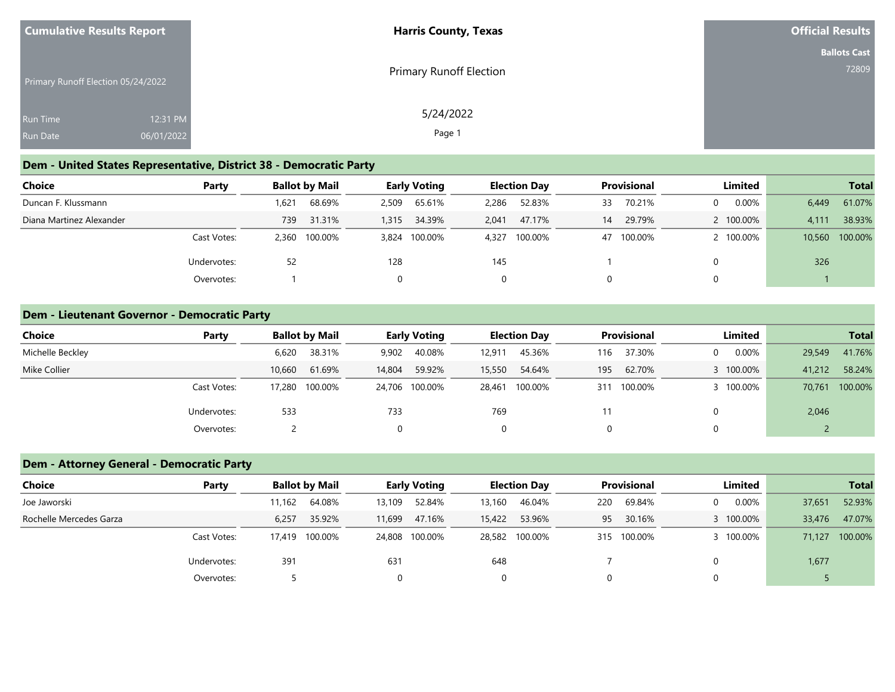**Cumulative Results Report**

Primary Runoff Election 05/24/2022

Run Time 12:31 PM

Run Date 06/01/2022

**Harris County, Texas**

Primary Runoff Election

5/24/2022

**Official Results**

**Ballots Cast**

72809

## Dem - United States Representative, District 38 - Democratic Party

| Choice | Party | Ballot by Mail | | Early Voting | | Election Day | | Provisional | | Limited | | Total | |
|---|---|---|---|---|---|---|---|---|---|---|---|---|---|
| Duncan F. Klussmann | | 1,621 | 68.69% | 2,509 | 65.61% | 2,286 | 52.83% | 33 | 70.21% | 0 | 0.00% | 6,449 | 61.07% |
| Diana Martinez Alexander | | 739 | 31.31% | 1,315 | 34.39% | 2,041 | 47.17% | 14 | 29.79% | 2 | 100.00% | 4,111 | 38.93% |
| | Cast Votes: | 2,360 | 100.00% | 3,824 | 100.00% | 4,327 | 100.00% | 47 | 100.00% | 2 | 100.00% | 10,560 | 100.00% |
| | Undervotes: | 52 | | 128 | | 145 | | 1 | | 0 | | 326 | |
| | Overvotes: | 1 | | 0 | | 0 | | 0 | | 0 | | 1 | |

## Dem - Lieutenant Governor - Democratic Party

| Choice | Party | Ballot by Mail | | Early Voting | | Election Day | | Provisional | | Limited | | Total | |
|---|---|---|---|---|---|---|---|---|---|---|---|---|---|
| Michelle Beckley | | 6,620 | 38.31% | 9,902 | 40.08% | 12,911 | 45.36% | 116 | 37.30% | 0 | 0.00% | 29,549 | 41.76% |
| Mike Collier | | 10,660 | 61.69% | 14,804 | 59.92% | 15,550 | 54.64% | 195 | 62.70% | 3 | 100.00% | 41,212 | 58.24% |
| | Cast Votes: | 17,280 | 100.00% | 24,706 | 100.00% | 28,461 | 100.00% | 311 | 100.00% | 3 | 100.00% | 70,761 | 100.00% |
| | Undervotes: | 533 | | 733 | | 769 | | 11 | | 0 | | 2,046 | |
| | Overvotes: | 2 | | 0 | | 0 | | 0 | | 0 | | 2 | |

## Dem - Attorney General - Democratic Party

| Choice | Party | Ballot by Mail | | Early Voting | | Election Day | | Provisional | | Limited | | Total | |
|---|---|---|---|---|---|---|---|---|---|---|---|---|---|
| Joe Jaworski | | 11,162 | 64.08% | 13,109 | 52.84% | 13,160 | 46.04% | 220 | 69.84% | 0 | 0.00% | 37,651 | 52.93% |
| Rochelle Mercedes Garza | | 6,257 | 35.92% | 11,699 | 47.16% | 15,422 | 53.96% | 95 | 30.16% | 3 | 100.00% | 33,476 | 47.07% |
| | Cast Votes: | 17,419 | 100.00% | 24,808 | 100.00% | 28,582 | 100.00% | 315 | 100.00% | 3 | 100.00% | 71,127 | 100.00% |
| | Undervotes: | 391 | | 631 | | 648 | | 7 | | 0 | | 1,677 | |
| | Overvotes: | 5 | | 0 | | 0 | | 0 | | 0 | | 5 | |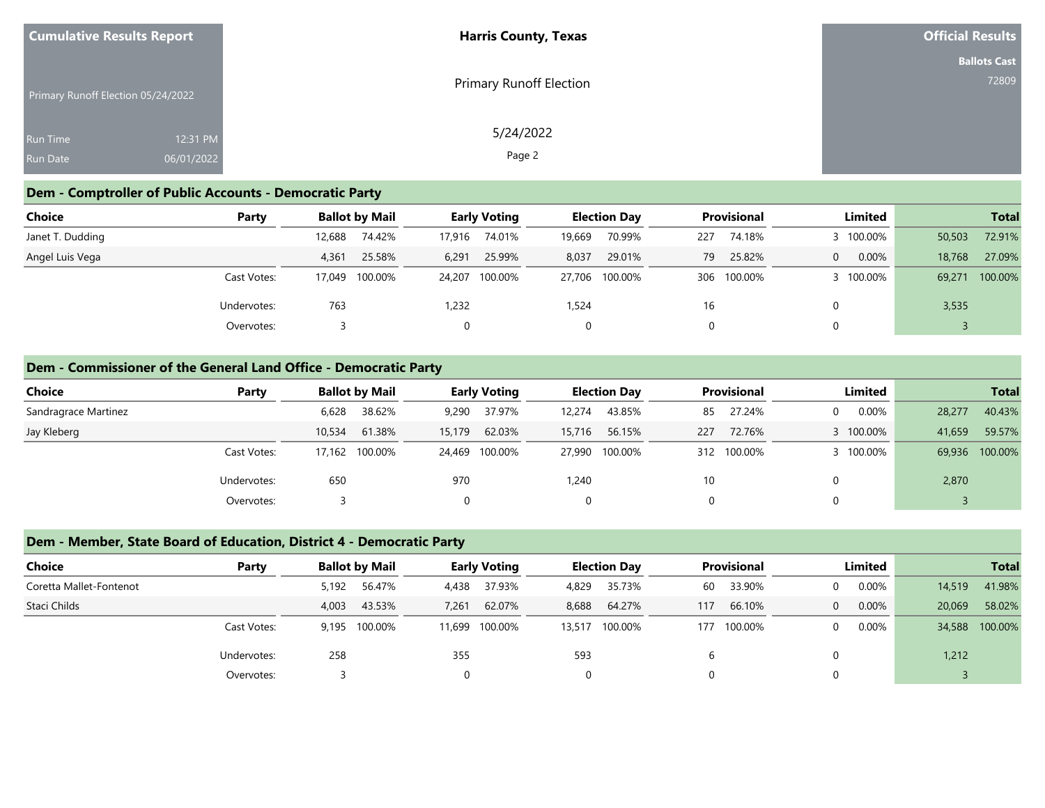Cumulative Results Report

Primary Runoff Election 05/24/2022

Run Time 12:31 PM
Run Date 06/01/2022

**Harris County, Texas**

Primary Runoff Election

5/24/2022

**Official Results**

**Ballots Cast** 72809

## Dem - Comptroller of Public Accounts - Democratic Party

| Choice | Party | Ballot by Mail | | Early Voting | | Election Day | | Provisional | | Limited | | Total | |
|---|---|---|---|---|---|---|---|---|---|---|---|---|---|
| Janet T. Dudding | | 12,688 | 74.42% | 17,916 | 74.01% | 19,669 | 70.99% | 227 | 74.18% | 3 | 100.00% | 50,503 | 72.91% |
| Angel Luis Vega | | 4,361 | 25.58% | 6,291 | 25.99% | 8,037 | 29.01% | 79 | 25.82% | 0 | 0.00% | 18,768 | 27.09% |
| | Cast Votes: | 17,049 | 100.00% | 24,207 | 100.00% | 27,706 | 100.00% | 306 | 100.00% | 3 | 100.00% | 69,271 | 100.00% |
| | Undervotes: | 763 | | 1,232 | | 1,524 | | 16 | | 0 | | 3,535 | |
| | Overvotes: | 3 | | 0 | | 0 | | 0 | | 0 | | 3 | |

## Dem - Commissioner of the General Land Office - Democratic Party

| Choice | Party | Ballot by Mail | | Early Voting | | Election Day | | Provisional | | Limited | | Total | |
|---|---|---|---|---|---|---|---|---|---|---|---|---|---|
| Sandragrace Martinez | | 6,628 | 38.62% | 9,290 | 37.97% | 12,274 | 43.85% | 85 | 27.24% | 0 | 0.00% | 28,277 | 40.43% |
| Jay Kleberg | | 10,534 | 61.38% | 15,179 | 62.03% | 15,716 | 56.15% | 227 | 72.76% | 3 | 100.00% | 41,659 | 59.57% |
| | Cast Votes: | 17,162 | 100.00% | 24,469 | 100.00% | 27,990 | 100.00% | 312 | 100.00% | 3 | 100.00% | 69,936 | 100.00% |
| | Undervotes: | 650 | | 970 | | 1,240 | | 10 | | 0 | | 2,870 | |
| | Overvotes: | 3 | | 0 | | 0 | | 0 | | 0 | | 3 | |

## Dem - Member, State Board of Education, District 4 - Democratic Party

| Choice | Party | Ballot by Mail | | Early Voting | | Election Day | | Provisional | | Limited | | Total | |
|---|---|---|---|---|---|---|---|---|---|---|---|---|---|
| Coretta Mallet-Fontenot | | 5,192 | 56.47% | 4,438 | 37.93% | 4,829 | 35.73% | 60 | 33.90% | 0 | 0.00% | 14,519 | 41.98% |
| Staci Childs | | 4,003 | 43.53% | 7,261 | 62.07% | 8,688 | 64.27% | 117 | 66.10% | 0 | 0.00% | 20,069 | 58.02% |
| | Cast Votes: | 9,195 | 100.00% | 11,699 | 100.00% | 13,517 | 100.00% | 177 | 100.00% | 0 | 0.00% | 34,588 | 100.00% |
| | Undervotes: | 258 | | 355 | | 593 | | 6 | | 0 | | 1,212 | |
| | Overvotes: | 3 | | 0 | | 0 | | 0 | | 0 | | 3 | |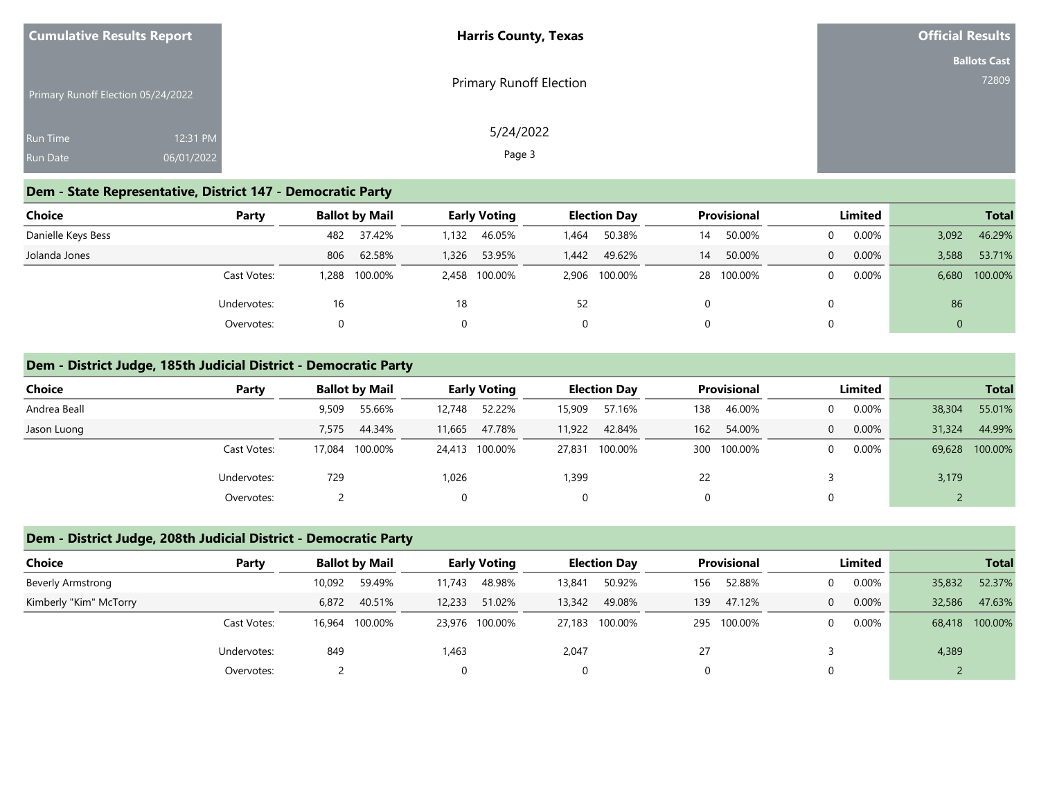Cumulative Results Report

Primary Runoff Election 05/24/2022

Run Time 12:31 PM
Run Date 06/01/2022

**Harris County, Texas**

Primary Runoff Election

5/24/2022

**Official Results**

**Ballots Cast**
72809

## Dem - State Representative, District 147 - Democratic Party

| Choice | Party | Ballot by Mail | | Early Voting | | Election Day | | Provisional | | Limited | | Total | |
|---|---|---|---|---|---|---|---|---|---|---|---|---|---|
| Danielle Keys Bess | | 482 | 37.42% | 1,132 | 46.05% | 1,464 | 50.38% | 14 | 50.00% | 0 | 0.00% | 3,092 | 46.29% |
| Jolanda Jones | | 806 | 62.58% | 1,326 | 53.95% | 1,442 | 49.62% | 14 | 50.00% | 0 | 0.00% | 3,588 | 53.71% |
| | Cast Votes: | 1,288 | 100.00% | 2,458 | 100.00% | 2,906 | 100.00% | 28 | 100.00% | 0 | 0.00% | 6,680 | 100.00% |
| | Undervotes: | 16 | | 18 | | 52 | | 0 | | 0 | | 86 | |
| | Overvotes: | 0 | | 0 | | 0 | | 0 | | 0 | | 0 | |

## Dem - District Judge, 185th Judicial District - Democratic Party

| Choice | Party | Ballot by Mail | | Early Voting | | Election Day | | Provisional | | Limited | | Total | |
|---|---|---|---|---|---|---|---|---|---|---|---|---|---|
| Andrea Beall | | 9,509 | 55.66% | 12,748 | 52.22% | 15,909 | 57.16% | 138 | 46.00% | 0 | 0.00% | 38,304 | 55.01% |
| Jason Luong | | 7,575 | 44.34% | 11,665 | 47.78% | 11,922 | 42.84% | 162 | 54.00% | 0 | 0.00% | 31,324 | 44.99% |
| | Cast Votes: | 17,084 | 100.00% | 24,413 | 100.00% | 27,831 | 100.00% | 300 | 100.00% | 0 | 0.00% | 69,628 | 100.00% |
| | Undervotes: | 729 | | 1,026 | | 1,399 | | 22 | | 3 | | 3,179 | |
| | Overvotes: | 2 | | 0 | | 0 | | 0 | | 0 | | 2 | |

## Dem - District Judge, 208th Judicial District - Democratic Party

| Choice | Party | Ballot by Mail | | Early Voting | | Election Day | | Provisional | | Limited | | Total | |
|---|---|---|---|---|---|---|---|---|---|---|---|---|---|
| Beverly Armstrong | | 10,092 | 59.49% | 11,743 | 48.98% | 13,841 | 50.92% | 156 | 52.88% | 0 | 0.00% | 35,832 | 52.37% |
| Kimberly "Kim" McTorry | | 6,872 | 40.51% | 12,233 | 51.02% | 13,342 | 49.08% | 139 | 47.12% | 0 | 0.00% | 32,586 | 47.63% |
| | Cast Votes: | 16,964 | 100.00% | 23,976 | 100.00% | 27,183 | 100.00% | 295 | 100.00% | 0 | 0.00% | 68,418 | 100.00% |
| | Undervotes: | 849 | | 1,463 | | 2,047 | | 27 | | 3 | | 4,389 | |
| | Overvotes: | 2 | | 0 | | 0 | | 0 | | 0 | | 2 | |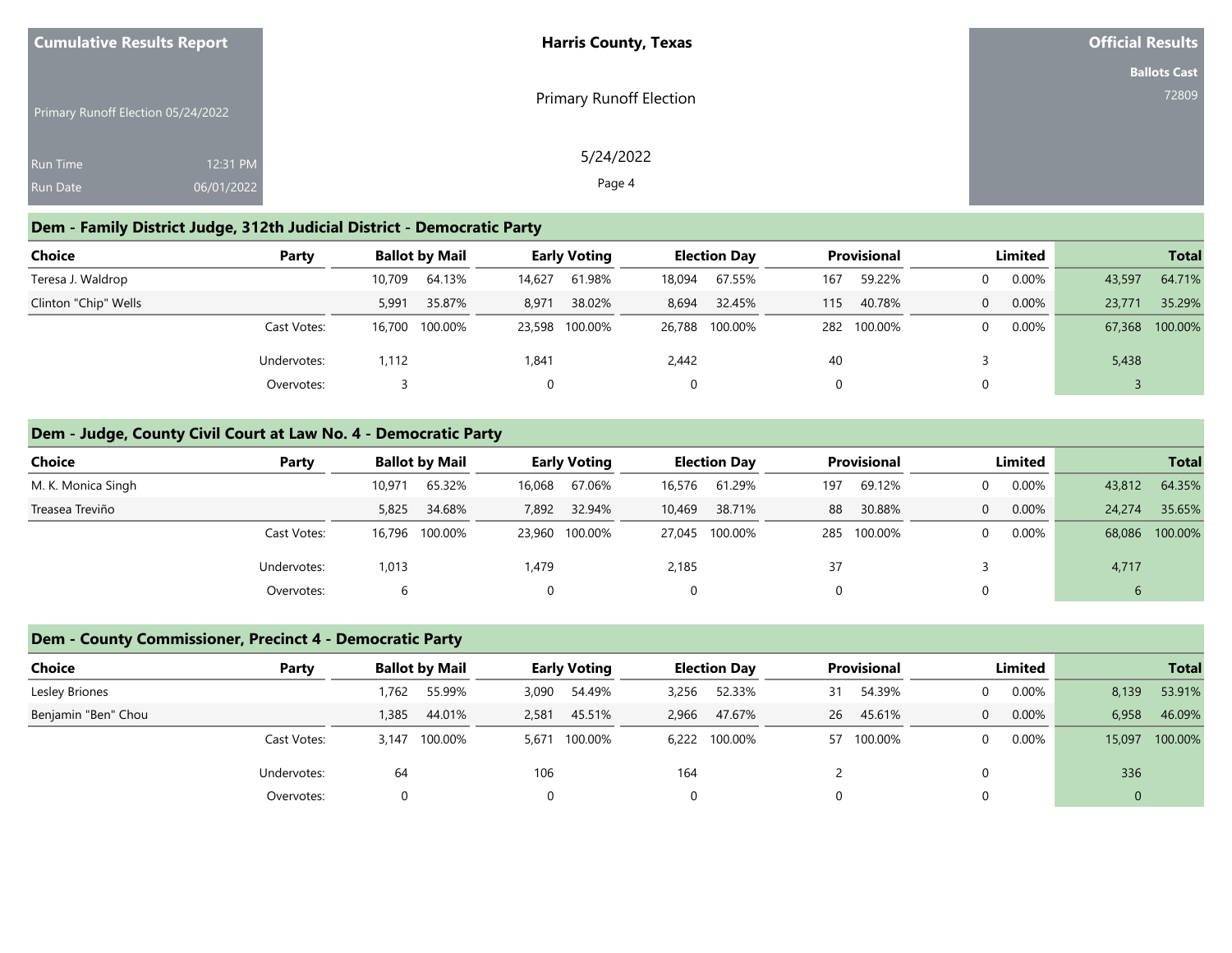Cumulative Results Report

Primary Runoff Election 05/24/2022

Run Time 12:31 PM

Run Date 06/01/2022

**Harris County, Texas**

Primary Runoff Election

5/24/2022

**Official Results**

**Ballots Cast**

72809

## Dem - Family District Judge, 312th Judicial District - Democratic Party

| Choice | Party | Ballot by Mail | | Early Voting | | Election Day | | Provisional | | Limited | | Total | |
|---|---|---|---|---|---|---|---|---|---|---|---|---|---|
| Teresa J. Waldrop | | 10,709 | 64.13% | 14,627 | 61.98% | 18,094 | 67.55% | 167 | 59.22% | 0 | 0.00% | 43,597 | 64.71% |
| Clinton "Chip" Wells | | 5,991 | 35.87% | 8,971 | 38.02% | 8,694 | 32.45% | 115 | 40.78% | 0 | 0.00% | 23,771 | 35.29% |
| | Cast Votes: | 16,700 | 100.00% | 23,598 | 100.00% | 26,788 | 100.00% | 282 | 100.00% | 0 | 0.00% | 67,368 | 100.00% |
| | Undervotes: | 1,112 | | 1,841 | | 2,442 | | 40 | | 3 | | 5,438 | |
| | Overvotes: | 3 | | 0 | | 0 | | 0 | | 0 | | 3 | |

## Dem - Judge, County Civil Court at Law No. 4 - Democratic Party

| Choice | Party | Ballot by Mail | | Early Voting | | Election Day | | Provisional | | Limited | | Total | |
|---|---|---|---|---|---|---|---|---|---|---|---|---|---|
| M. K. Monica Singh | | 10,971 | 65.32% | 16,068 | 67.06% | 16,576 | 61.29% | 197 | 69.12% | 0 | 0.00% | 43,812 | 64.35% |
| Treasea Treviño | | 5,825 | 34.68% | 7,892 | 32.94% | 10,469 | 38.71% | 88 | 30.88% | 0 | 0.00% | 24,274 | 35.65% |
| | Cast Votes: | 16,796 | 100.00% | 23,960 | 100.00% | 27,045 | 100.00% | 285 | 100.00% | 0 | 0.00% | 68,086 | 100.00% |
| | Undervotes: | 1,013 | | 1,479 | | 2,185 | | 37 | | 3 | | 4,717 | |
| | Overvotes: | 6 | | 0 | | 0 | | 0 | | 0 | | 6 | |

## Dem - County Commissioner, Precinct 4 - Democratic Party

| Choice | Party | Ballot by Mail | | Early Voting | | Election Day | | Provisional | | Limited | | Total | |
|---|---|---|---|---|---|---|---|---|---|---|---|---|---|
| Lesley Briones | | 1,762 | 55.99% | 3,090 | 54.49% | 3,256 | 52.33% | 31 | 54.39% | 0 | 0.00% | 8,139 | 53.91% |
| Benjamin "Ben" Chou | | 1,385 | 44.01% | 2,581 | 45.51% | 2,966 | 47.67% | 26 | 45.61% | 0 | 0.00% | 6,958 | 46.09% |
| | Cast Votes: | 3,147 | 100.00% | 5,671 | 100.00% | 6,222 | 100.00% | 57 | 100.00% | 0 | 0.00% | 15,097 | 100.00% |
| | Undervotes: | 64 | | 106 | | 164 | | 2 | | 0 | | 336 | |
| | Overvotes: | 0 | | 0 | | 0 | | 0 | | 0 | | 0 | |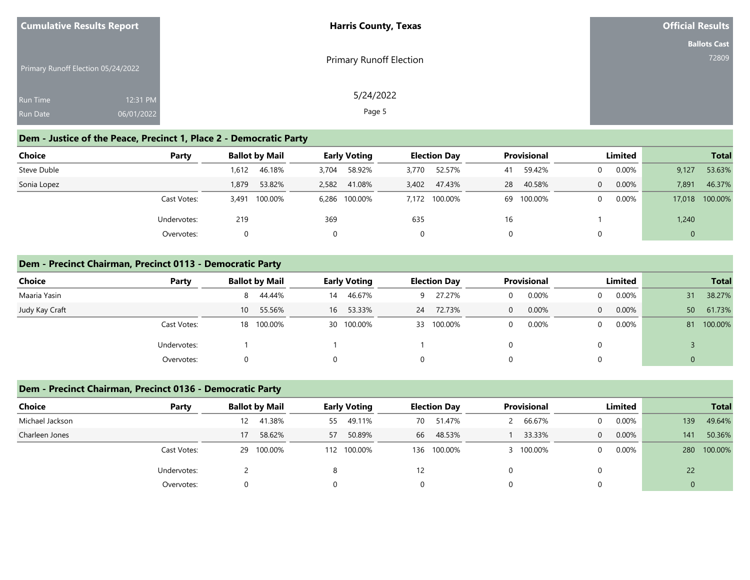## Dem - Justice of the Peace, Precinct 1, Place 2 - Democratic Party

| Choice | Party | Ballot by Mail | | Early Voting | | Election Day | | Provisional | | Limited | | Total | |
|---|---|---|---|---|---|---|---|---|---|---|---|---|---|
| Steve Duble | | 1,612 | 46.18% | 3,704 | 58.92% | 3,770 | 52.57% | 41 | 59.42% | 0 | 0.00% | 9,127 | 53.63% |
| Sonia Lopez | | 1,879 | 53.82% | 2,582 | 41.08% | 3,402 | 47.43% | 28 | 40.58% | 0 | 0.00% | 7,891 | 46.37% |
| | Cast Votes: | 3,491 | 100.00% | 6,286 | 100.00% | 7,172 | 100.00% | 69 | 100.00% | 0 | 0.00% | 17,018 | 100.00% |
| | Undervotes: | 219 | | 369 | | 635 | | 16 | | 1 | | 1,240 | |
| | Overvotes: | 0 | | 0 | | 0 | | 0 | | 0 | | 0 | |

## Dem - Precinct Chairman, Precinct 0113 - Democratic Party

| Choice | Party | Ballot by Mail | | Early Voting | | Election Day | | Provisional | | Limited | | Total | |
|---|---|---|---|---|---|---|---|---|---|---|---|---|---|
| Maaria Yasin | | 8 | 44.44% | 14 | 46.67% | 9 | 27.27% | 0 | 0.00% | 0 | 0.00% | 31 | 38.27% |
| Judy Kay Craft | | 10 | 55.56% | 16 | 53.33% | 24 | 72.73% | 0 | 0.00% | 0 | 0.00% | 50 | 61.73% |
| | Cast Votes: | 18 | 100.00% | 30 | 100.00% | 33 | 100.00% | 0 | 0.00% | 0 | 0.00% | 81 | 100.00% |
| | Undervotes: | 1 | | 1 | | 1 | | 0 | | 0 | | 3 | |
| | Overvotes: | 0 | | 0 | | 0 | | 0 | | 0 | | 0 | |

## Dem - Precinct Chairman, Precinct 0136 - Democratic Party

| Choice | Party | Ballot by Mail | | Early Voting | | Election Day | | Provisional | | Limited | | Total | |
|---|---|---|---|---|---|---|---|---|---|---|---|---|---|
| Michael Jackson | | 12 | 41.38% | 55 | 49.11% | 70 | 51.47% | 2 | 66.67% | 0 | 0.00% | 139 | 49.64% |
| Charleen Jones | | 17 | 58.62% | 57 | 50.89% | 66 | 48.53% | 1 | 33.33% | 0 | 0.00% | 141 | 50.36% |
| | Cast Votes: | 29 | 100.00% | 112 | 100.00% | 136 | 100.00% | 3 | 100.00% | 0 | 0.00% | 280 | 100.00% |
| | Undervotes: | 2 | | 8 | | 12 | | 0 | | 0 | | 22 | |
| | Overvotes: | 0 | | 0 | | 0 | | 0 | | 0 | | 0 | |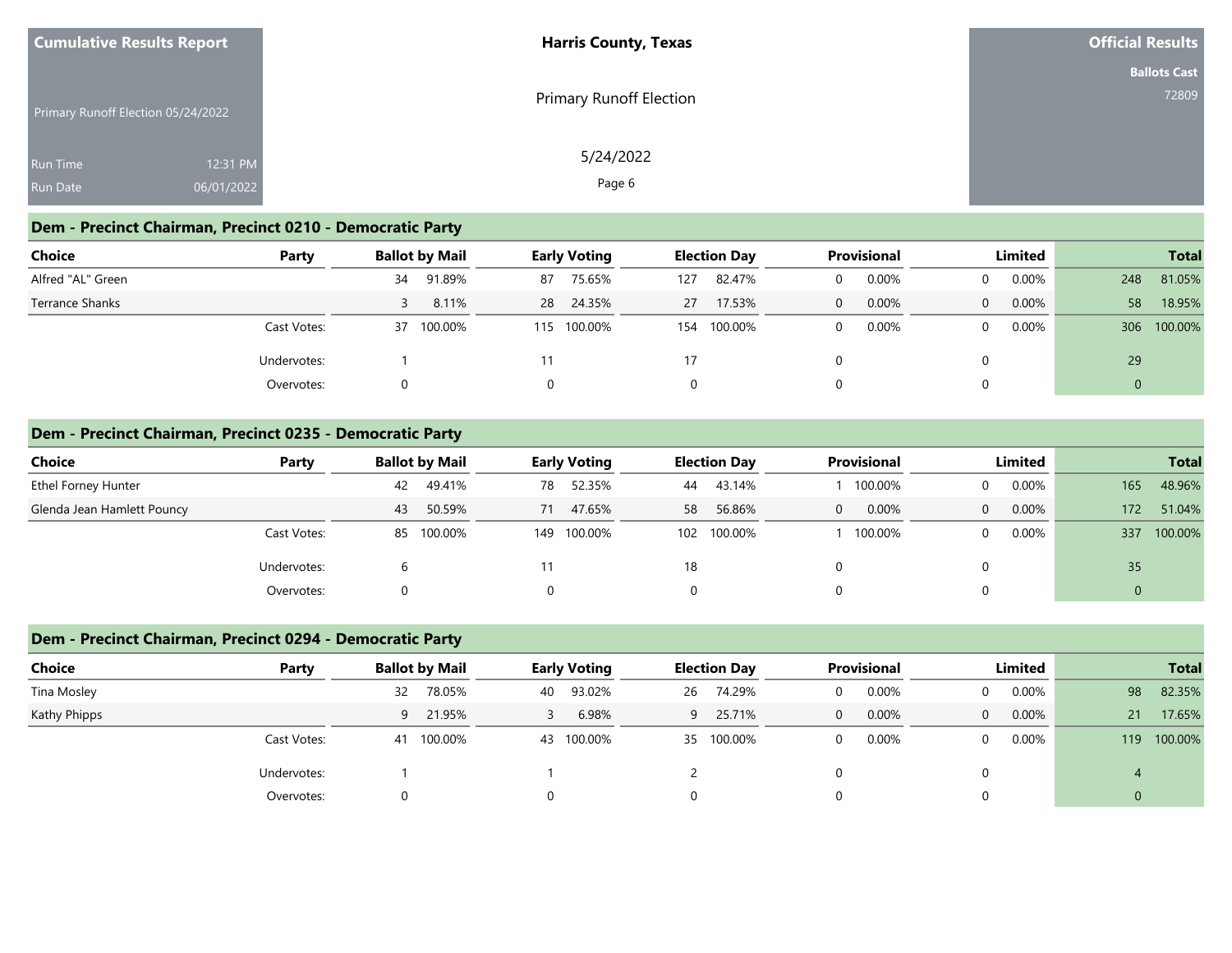## Dem - Precinct Chairman, Precinct 0210 - Democratic Party

| Choice | Party | Ballot by Mail | | Early Voting | | Election Day | | Provisional | | Limited | | Total | |
|---|---|---|---|---|---|---|---|---|---|---|---|---|---|
| Alfred "AL" Green | | 34 | 91.89% | 87 | 75.65% | 127 | 82.47% | 0 | 0.00% | 0 | 0.00% | 248 | 81.05% |
| Terrance Shanks | | 3 | 8.11% | 28 | 24.35% | 27 | 17.53% | 0 | 0.00% | 0 | 0.00% | 58 | 18.95% |
| | Cast Votes: | 37 | 100.00% | 115 | 100.00% | 154 | 100.00% | 0 | 0.00% | 0 | 0.00% | 306 | 100.00% |
| | Undervotes: | 1 | | 11 | | 17 | | 0 | | 0 | | 29 | |
| | Overvotes: | 0 | | 0 | | 0 | | 0 | | 0 | | 0 | |

## Dem - Precinct Chairman, Precinct 0235 - Democratic Party

| Choice | Party | Ballot by Mail | | Early Voting | | Election Day | | Provisional | | Limited | | Total | |
|---|---|---|---|---|---|---|---|---|---|---|---|---|---|
| Ethel Forney Hunter | | 42 | 49.41% | 78 | 52.35% | 44 | 43.14% | 1 | 100.00% | 0 | 0.00% | 165 | 48.96% |
| Glenda Jean Hamlett Pouncy | | 43 | 50.59% | 71 | 47.65% | 58 | 56.86% | 0 | 0.00% | 0 | 0.00% | 172 | 51.04% |
| | Cast Votes: | 85 | 100.00% | 149 | 100.00% | 102 | 100.00% | 1 | 100.00% | 0 | 0.00% | 337 | 100.00% |
| | Undervotes: | 6 | | 11 | | 18 | | 0 | | 0 | | 35 | |
| | Overvotes: | 0 | | 0 | | 0 | | 0 | | 0 | | 0 | |

## Dem - Precinct Chairman, Precinct 0294 - Democratic Party

| Choice | Party | Ballot by Mail | | Early Voting | | Election Day | | Provisional | | Limited | | Total | |
|---|---|---|---|---|---|---|---|---|---|---|---|---|---|
| Tina Mosley | | 32 | 78.05% | 40 | 93.02% | 26 | 74.29% | 0 | 0.00% | 0 | 0.00% | 98 | 82.35% |
| Kathy Phipps | | 9 | 21.95% | 3 | 6.98% | 9 | 25.71% | 0 | 0.00% | 0 | 0.00% | 21 | 17.65% |
| | Cast Votes: | 41 | 100.00% | 43 | 100.00% | 35 | 100.00% | 0 | 0.00% | 0 | 0.00% | 119 | 100.00% |
| | Undervotes: | 1 | | 1 | | 2 | | 0 | | 0 | | 4 | |
| | Overvotes: | 0 | | 0 | | 0 | | 0 | | 0 | | 0 | |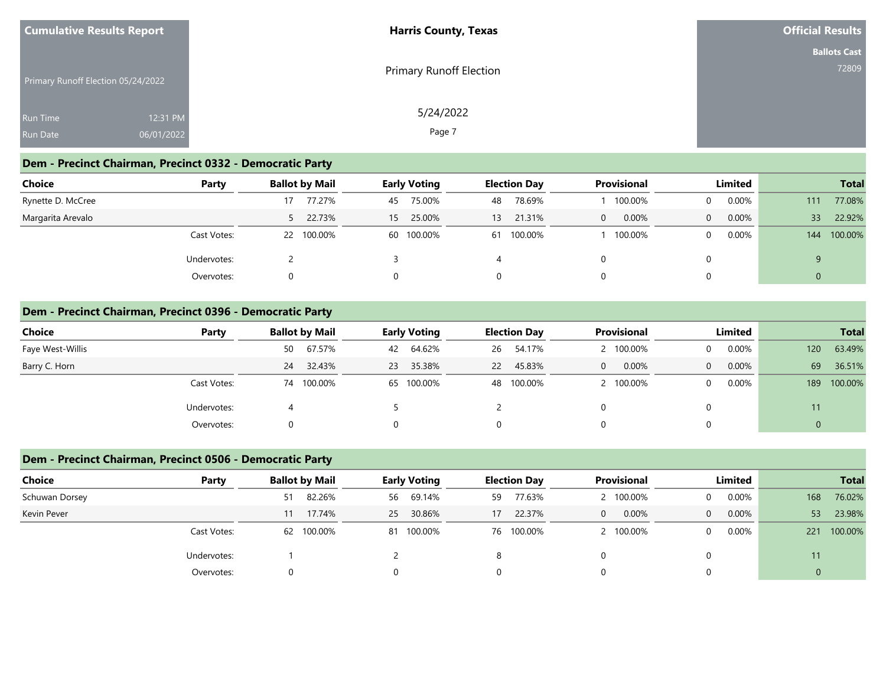Cumulative Results Report

Primary Runoff Election 05/24/2022

Run Time 12:31 PM
Run Date 06/01/2022

**Harris County, Texas**

Primary Runoff Election

5/24/2022

**Official Results**

**Ballots Cast**
72809

## Dem - Precinct Chairman, Precinct 0332 - Democratic Party

| Choice | Party | Ballot by Mail | | Early Voting | | Election Day | | Provisional | | Limited | | Total | |
|---|---|---|---|---|---|---|---|---|---|---|---|---|---|
| Rynette D. McCree | | 17 | 77.27% | 45 | 75.00% | 48 | 78.69% | 1 | 100.00% | 0 | 0.00% | 111 | 77.08% |
| Margarita Arevalo | | 5 | 22.73% | 15 | 25.00% | 13 | 21.31% | 0 | 0.00% | 0 | 0.00% | 33 | 22.92% |
| | Cast Votes: | 22 | 100.00% | 60 | 100.00% | 61 | 100.00% | 1 | 100.00% | 0 | 0.00% | 144 | 100.00% |
| | Undervotes: | 2 | | 3 | | 4 | | 0 | | 0 | | 9 | |
| | Overvotes: | 0 | | 0 | | 0 | | 0 | | 0 | | 0 | |

## Dem - Precinct Chairman, Precinct 0396 - Democratic Party

| Choice | Party | Ballot by Mail | | Early Voting | | Election Day | | Provisional | | Limited | | Total | |
|---|---|---|---|---|---|---|---|---|---|---|---|---|---|
| Faye West-Willis | | 50 | 67.57% | 42 | 64.62% | 26 | 54.17% | 2 | 100.00% | 0 | 0.00% | 120 | 63.49% |
| Barry C. Horn | | 24 | 32.43% | 23 | 35.38% | 22 | 45.83% | 0 | 0.00% | 0 | 0.00% | 69 | 36.51% |
| | Cast Votes: | 74 | 100.00% | 65 | 100.00% | 48 | 100.00% | 2 | 100.00% | 0 | 0.00% | 189 | 100.00% |
| | Undervotes: | 4 | | 5 | | 2 | | 0 | | 0 | | 11 | |
| | Overvotes: | 0 | | 0 | | 0 | | 0 | | 0 | | 0 | |

## Dem - Precinct Chairman, Precinct 0506 - Democratic Party

| Choice | Party | Ballot by Mail | | Early Voting | | Election Day | | Provisional | | Limited | | Total | |
|---|---|---|---|---|---|---|---|---|---|---|---|---|---|
| Schuwan Dorsey | | 51 | 82.26% | 56 | 69.14% | 59 | 77.63% | 2 | 100.00% | 0 | 0.00% | 168 | 76.02% |
| Kevin Pever | | 11 | 17.74% | 25 | 30.86% | 17 | 22.37% | 0 | 0.00% | 0 | 0.00% | 53 | 23.98% |
| | Cast Votes: | 62 | 100.00% | 81 | 100.00% | 76 | 100.00% | 2 | 100.00% | 0 | 0.00% | 221 | 100.00% |
| | Undervotes: | 1 | | 2 | | 8 | | 0 | | 0 | | 11 | |
| | Overvotes: | 0 | | 0 | | 0 | | 0 | | 0 | | 0 | |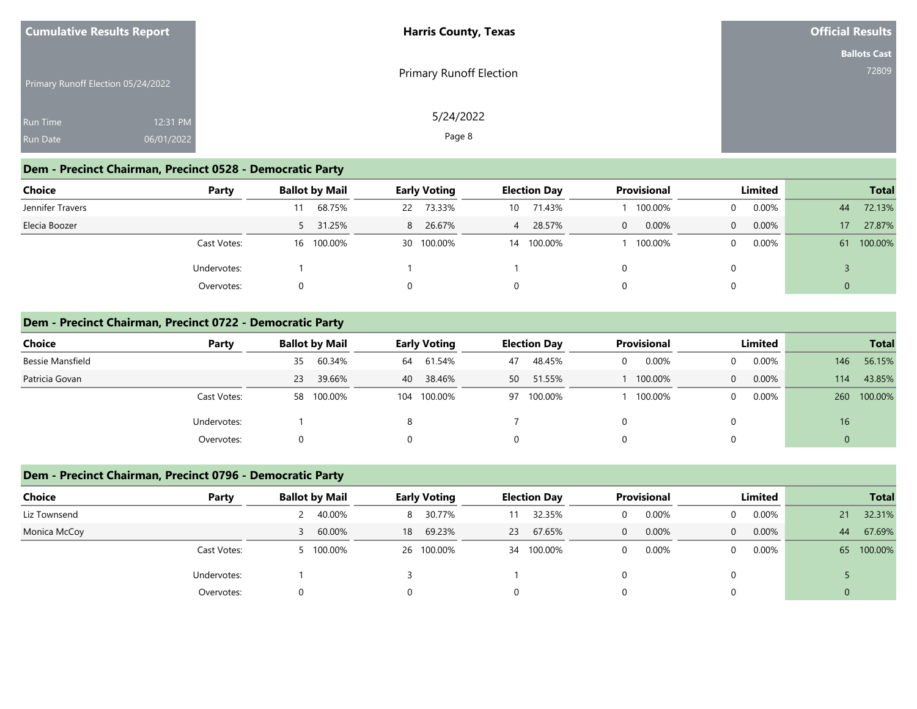## Dem - Precinct Chairman, Precinct 0528 - Democratic Party

| Choice | Party | Ballot by Mail | | Early Voting | | Election Day | | Provisional | | Limited | | Total | |
|---|---|---|---|---|---|---|---|---|---|---|---|---|---|
| Jennifer Travers | | 11 | 68.75% | 22 | 73.33% | 10 | 71.43% | 1 | 100.00% | 0 | 0.00% | 44 | 72.13% |
| Elecia Boozer | | 5 | 31.25% | 8 | 26.67% | 4 | 28.57% | 0 | 0.00% | 0 | 0.00% | 17 | 27.87% |
| | Cast Votes: | 16 | 100.00% | 30 | 100.00% | 14 | 100.00% | 1 | 100.00% | 0 | 0.00% | 61 | 100.00% |
| | Undervotes: | 1 | | 1 | | 1 | | 0 | | 0 | | 3 | |
| | Overvotes: | 0 | | 0 | | 0 | | 0 | | 0 | | 0 | |

## Dem - Precinct Chairman, Precinct 0722 - Democratic Party

| Choice | Party | Ballot by Mail | | Early Voting | | Election Day | | Provisional | | Limited | | Total | |
|---|---|---|---|---|---|---|---|---|---|---|---|---|---|
| Bessie Mansfield | | 35 | 60.34% | 64 | 61.54% | 47 | 48.45% | 0 | 0.00% | 0 | 0.00% | 146 | 56.15% |
| Patricia Govan | | 23 | 39.66% | 40 | 38.46% | 50 | 51.55% | 1 | 100.00% | 0 | 0.00% | 114 | 43.85% |
| | Cast Votes: | 58 | 100.00% | 104 | 100.00% | 97 | 100.00% | 1 | 100.00% | 0 | 0.00% | 260 | 100.00% |
| | Undervotes: | 1 | | 8 | | 7 | | 0 | | 0 | | 16 | |
| | Overvotes: | 0 | | 0 | | 0 | | 0 | | 0 | | 0 | |

## Dem - Precinct Chairman, Precinct 0796 - Democratic Party

| Choice | Party | Ballot by Mail | | Early Voting | | Election Day | | Provisional | | Limited | | Total | |
|---|---|---|---|---|---|---|---|---|---|---|---|---|---|
| Liz Townsend | | 2 | 40.00% | 8 | 30.77% | 11 | 32.35% | 0 | 0.00% | 0 | 0.00% | 21 | 32.31% |
| Monica McCoy | | 3 | 60.00% | 18 | 69.23% | 23 | 67.65% | 0 | 0.00% | 0 | 0.00% | 44 | 67.69% |
| | Cast Votes: | 5 | 100.00% | 26 | 100.00% | 34 | 100.00% | 0 | 0.00% | 0 | 0.00% | 65 | 100.00% |
| | Undervotes: | 1 | | 3 | | 1 | | 0 | | 0 | | 5 | |
| | Overvotes: | 0 | | 0 | | 0 | | 0 | | 0 | | 0 | |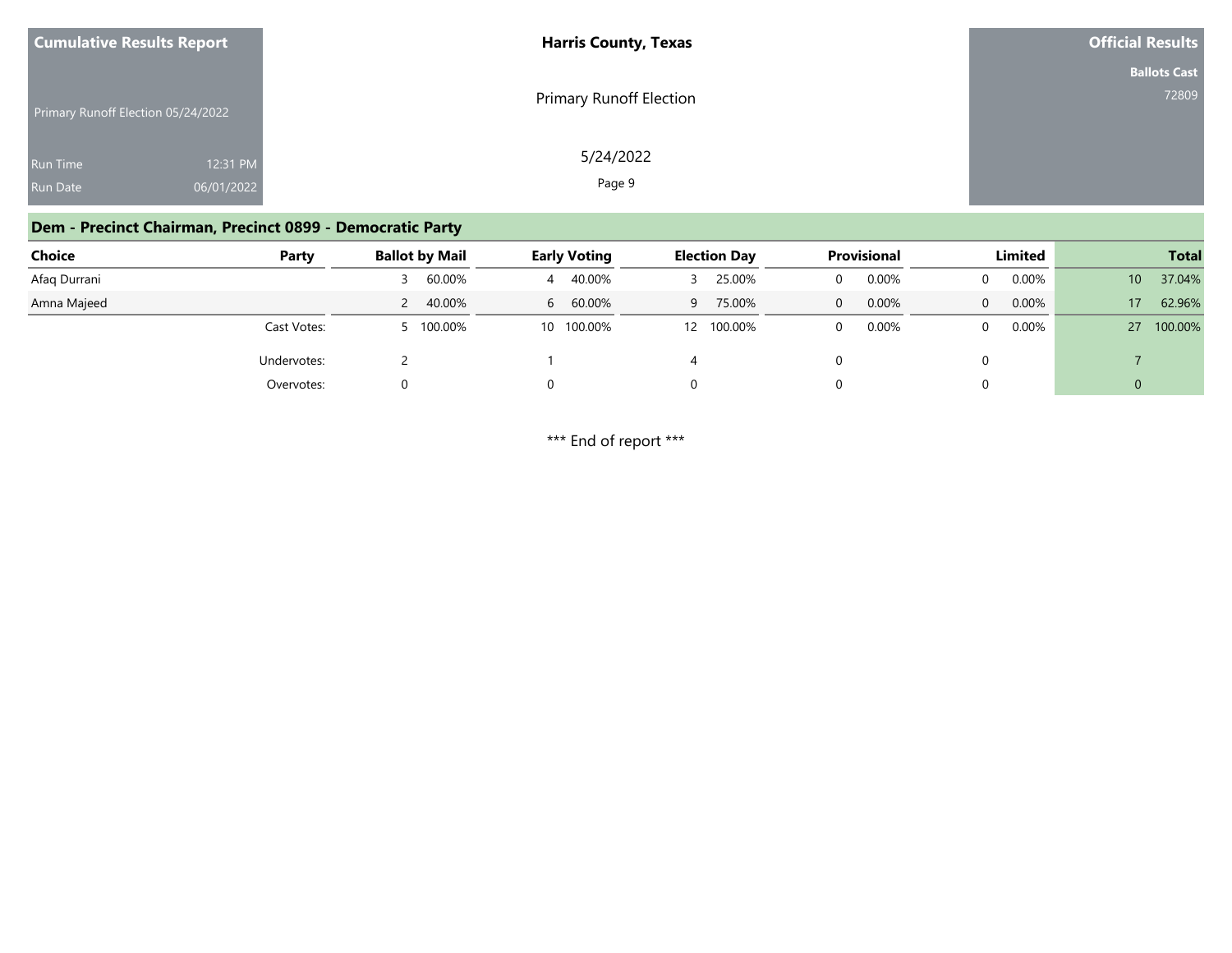| Cumulative Results Report | | Harris County, Texas | Official Results |
|---|---|---|---|
| Primary Runoff Election 05/24/2022 | | Primary Runoff Election | Ballots Cast |
| Run Time | 12:31 PM | 5/24/2022 | 72809 |
| Run Date | 06/01/2022 | | |

## Dem - Precinct Chairman, Precinct 0899 - Democratic Party

| Choice | Party | Ballot by Mail | | Early Voting | | Election Day | | Provisional | | Limited | | Total | |
|---|---|---|---|---|---|---|---|---|---|---|---|---|---|
| Afaq Durrani | | 3 | 60.00% | 4 | 40.00% | 3 | 25.00% | 0 | 0.00% | 0 | 0.00% | 10 | 37.04% |
| Amna Majeed | | 2 | 40.00% | 6 | 60.00% | 9 | 75.00% | 0 | 0.00% | 0 | 0.00% | 17 | 62.96% |
| | Cast Votes: | 5 | 100.00% | 10 | 100.00% | 12 | 100.00% | 0 | 0.00% | 0 | 0.00% | 27 | 100.00% |
| | Undervotes: | 2 | | 1 | | 4 | | 0 | | 0 | | 7 | |
| | Overvotes: | 0 | | 0 | | 0 | | 0 | | 0 | | 0 | |

*** End of report ***